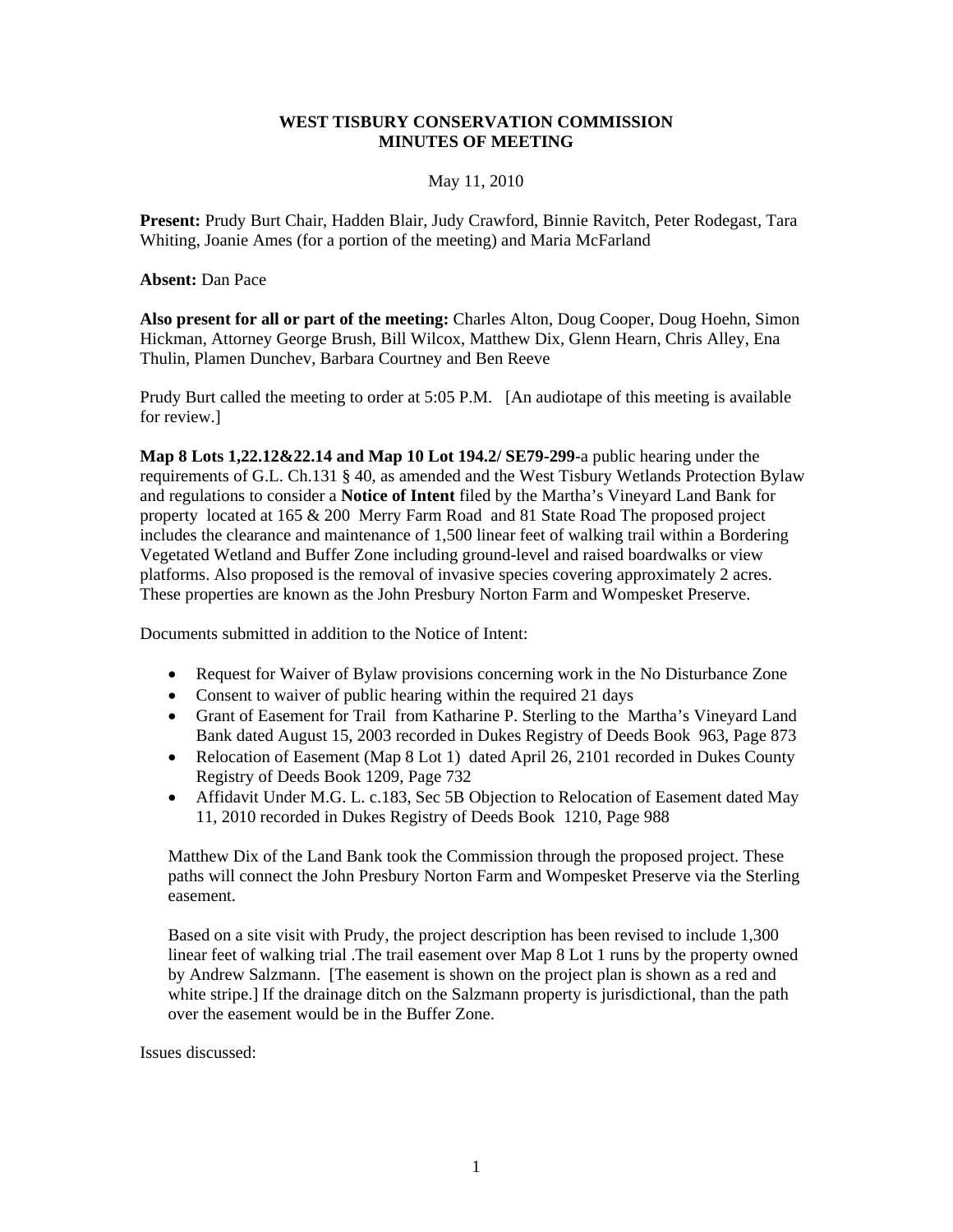**WEST TISBURY CONSERVATION COMMISSION**
**MINUTES OF MEETING**

May 11, 2010

**Present:** Prudy Burt Chair, Hadden Blair, Judy Crawford, Binnie Ravitch, Peter Rodegast, Tara Whiting, Joanie Ames (for a portion of the meeting) and Maria McFarland

**Absent:** Dan Pace

**Also present for all or part of the meeting:** Charles Alton, Doug Cooper, Doug Hoehn, Simon Hickman, Attorney George Brush, Bill Wilcox, Matthew Dix, Glenn Hearn, Chris Alley, Ena Thulin, Plamen Dunchev, Barbara Courtney and Ben Reeve

Prudy Burt called the meeting to order at 5:05 P.M. [An audiotape of this meeting is available for review.]

**Map 8 Lots 1,22.12&22.14 and Map 10 Lot 194.2/ SE79-299**-a public hearing under the requirements of G.L. Ch.131 § 40, as amended and the West Tisbury Wetlands Protection Bylaw and regulations to consider a **Notice of Intent** filed by the Martha's Vineyard Land Bank for property located at 165 & 200 Merry Farm Road and 81 State Road The proposed project includes the clearance and maintenance of 1,500 linear feet of walking trail within a Bordering Vegetated Wetland and Buffer Zone including ground-level and raised boardwalks or view platforms. Also proposed is the removal of invasive species covering approximately 2 acres. These properties are known as the John Presbury Norton Farm and Wompesket Preserve.

Documents submitted in addition to the Notice of Intent:

- Request for Waiver of Bylaw provisions concerning work in the No Disturbance Zone
- Consent to waiver of public hearing within the required 21 days
- Grant of Easement for Trail from Katharine P. Sterling to the Martha's Vineyard Land Bank dated August 15, 2003 recorded in Dukes Registry of Deeds Book 963, Page 873
- Relocation of Easement (Map 8 Lot 1) dated April 26, 2101 recorded in Dukes County Registry of Deeds Book 1209, Page 732
- Affidavit Under M.G. L. c.183, Sec 5B Objection to Relocation of Easement dated May 11, 2010 recorded in Dukes Registry of Deeds Book 1210, Page 988

Matthew Dix of the Land Bank took the Commission through the proposed project. These paths will connect the John Presbury Norton Farm and Wompesket Preserve via the Sterling easement.

Based on a site visit with Prudy, the project description has been revised to include 1,300 linear feet of walking trial .The trail easement over Map 8 Lot 1 runs by the property owned by Andrew Salzmann. [The easement is shown on the project plan is shown as a red and white stripe.] If the drainage ditch on the Salzmann property is jurisdictional, than the path over the easement would be in the Buffer Zone.

Issues discussed: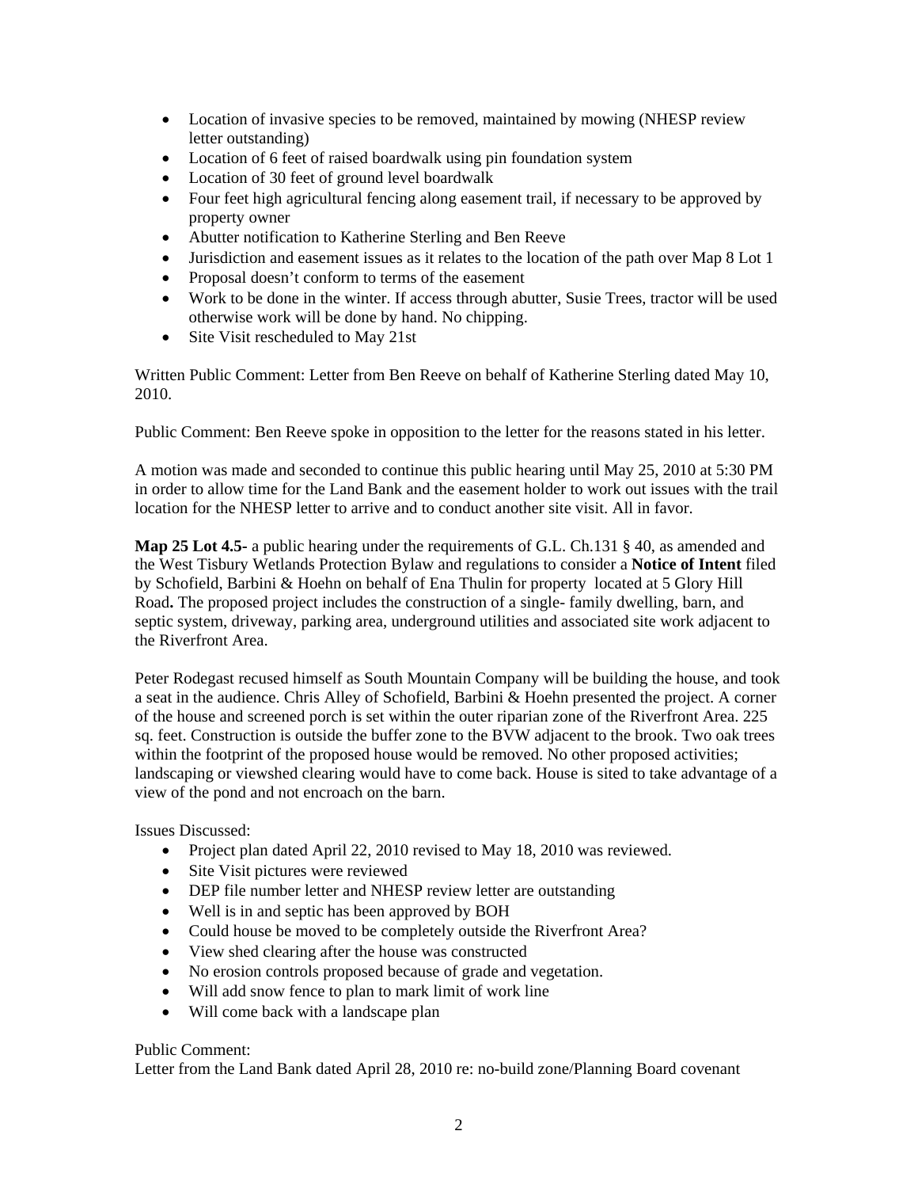- Location of invasive species to be removed, maintained by mowing (NHESP review letter outstanding)
- Location of 6 feet of raised boardwalk using pin foundation system
- Location of 30 feet of ground level boardwalk
- Four feet high agricultural fencing along easement trail, if necessary to be approved by property owner
- Abutter notification to Katherine Sterling and Ben Reeve
- Jurisdiction and easement issues as it relates to the location of the path over Map 8 Lot 1
- Proposal doesn't conform to terms of the easement
- Work to be done in the winter. If access through abutter, Susie Trees, tractor will be used otherwise work will be done by hand. No chipping.
- Site Visit rescheduled to May 21st

Written Public Comment: Letter from Ben Reeve on behalf of Katherine Sterling dated May 10, 2010.

Public Comment: Ben Reeve spoke in opposition to the letter for the reasons stated in his letter.

A motion was made and seconded to continue this public hearing until May 25, 2010 at 5:30 PM in order to allow time for the Land Bank and the easement holder to work out issues with the trail location for the NHESP letter to arrive and to conduct another site visit. All in favor.

**Map 25 Lot 4.5-** a public hearing under the requirements of G.L. Ch.131 § 40, as amended and the West Tisbury Wetlands Protection Bylaw and regulations to consider a **Notice of Intent** filed by Schofield, Barbini & Hoehn on behalf of Ena Thulin for property located at 5 Glory Hill Road**.** The proposed project includes the construction of a single- family dwelling, barn, and septic system, driveway, parking area, underground utilities and associated site work adjacent to the Riverfront Area.

Peter Rodegast recused himself as South Mountain Company will be building the house, and took a seat in the audience. Chris Alley of Schofield, Barbini & Hoehn presented the project. A corner of the house and screened porch is set within the outer riparian zone of the Riverfront Area. 225 sq. feet. Construction is outside the buffer zone to the BVW adjacent to the brook. Two oak trees within the footprint of the proposed house would be removed. No other proposed activities; landscaping or viewshed clearing would have to come back. House is sited to take advantage of a view of the pond and not encroach on the barn.

Issues Discussed:

- Project plan dated April 22, 2010 revised to May 18, 2010 was reviewed.
- Site Visit pictures were reviewed
- DEP file number letter and NHESP review letter are outstanding
- Well is in and septic has been approved by BOH
- Could house be moved to be completely outside the Riverfront Area?
- View shed clearing after the house was constructed
- No erosion controls proposed because of grade and vegetation.
- Will add snow fence to plan to mark limit of work line
- Will come back with a landscape plan

Public Comment:
Letter from the Land Bank dated April 28, 2010 re: no-build zone/Planning Board covenant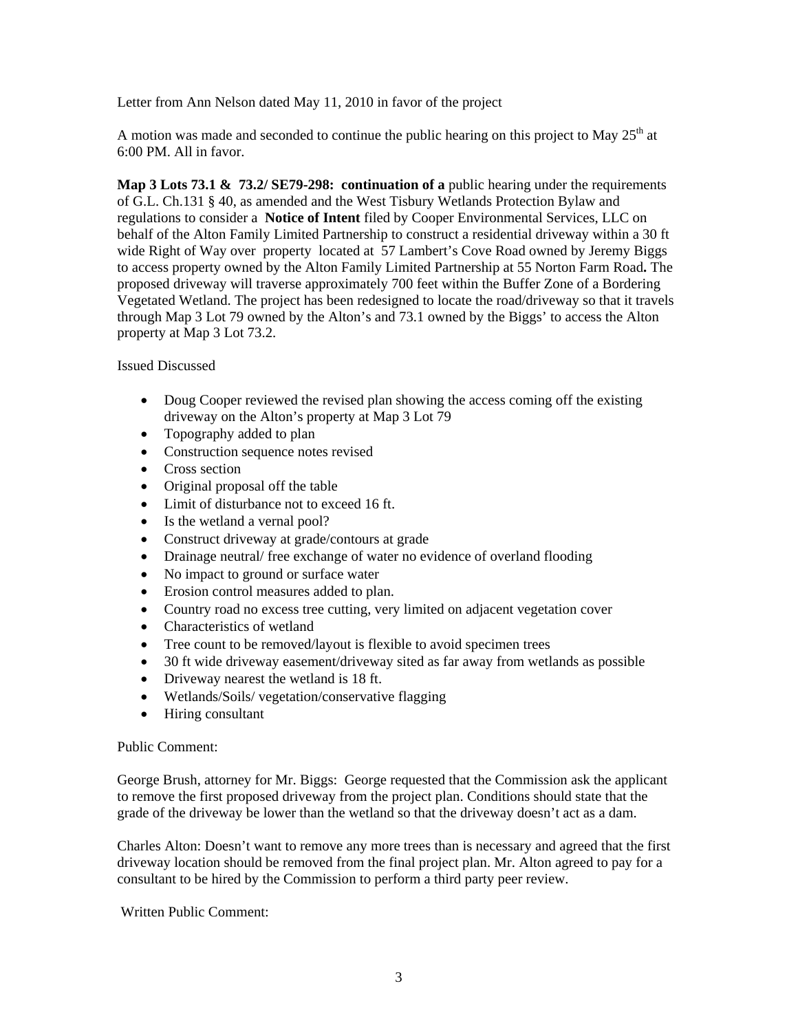Letter from Ann Nelson dated May 11, 2010 in favor of the project

A motion was made and seconded to continue the public hearing on this project to May 25th at 6:00 PM. All in favor.

**Map 3 Lots 73.1 & 73.2/ SE79-298: continuation of a** public hearing under the requirements of G.L. Ch.131 § 40, as amended and the West Tisbury Wetlands Protection Bylaw and regulations to consider a **Notice of Intent** filed by Cooper Environmental Services, LLC on behalf of the Alton Family Limited Partnership to construct a residential driveway within a 30 ft wide Right of Way over property located at 57 Lambert's Cove Road owned by Jeremy Biggs to access property owned by the Alton Family Limited Partnership at 55 Norton Farm Road**.** The proposed driveway will traverse approximately 700 feet within the Buffer Zone of a Bordering Vegetated Wetland. The project has been redesigned to locate the road/driveway so that it travels through Map 3 Lot 79 owned by the Alton's and 73.1 owned by the Biggs' to access the Alton property at Map 3 Lot 73.2.

Issued Discussed

- Doug Cooper reviewed the revised plan showing the access coming off the existing driveway on the Alton's property at Map 3 Lot 79
- Topography added to plan
- Construction sequence notes revised
- Cross section
- Original proposal off the table
- Limit of disturbance not to exceed 16 ft.
- Is the wetland a vernal pool?
- Construct driveway at grade/contours at grade
- Drainage neutral/ free exchange of water no evidence of overland flooding
- No impact to ground or surface water
- Erosion control measures added to plan.
- Country road no excess tree cutting, very limited on adjacent vegetation cover
- Characteristics of wetland
- Tree count to be removed/layout is flexible to avoid specimen trees
- 30 ft wide driveway easement/driveway sited as far away from wetlands as possible
- Driveway nearest the wetland is 18 ft.
- Wetlands/Soils/ vegetation/conservative flagging
- Hiring consultant

Public Comment:

George Brush, attorney for Mr. Biggs: George requested that the Commission ask the applicant to remove the first proposed driveway from the project plan. Conditions should state that the grade of the driveway be lower than the wetland so that the driveway doesn't act as a dam.

Charles Alton: Doesn't want to remove any more trees than is necessary and agreed that the first driveway location should be removed from the final project plan. Mr. Alton agreed to pay for a consultant to be hired by the Commission to perform a third party peer review.

Written Public Comment: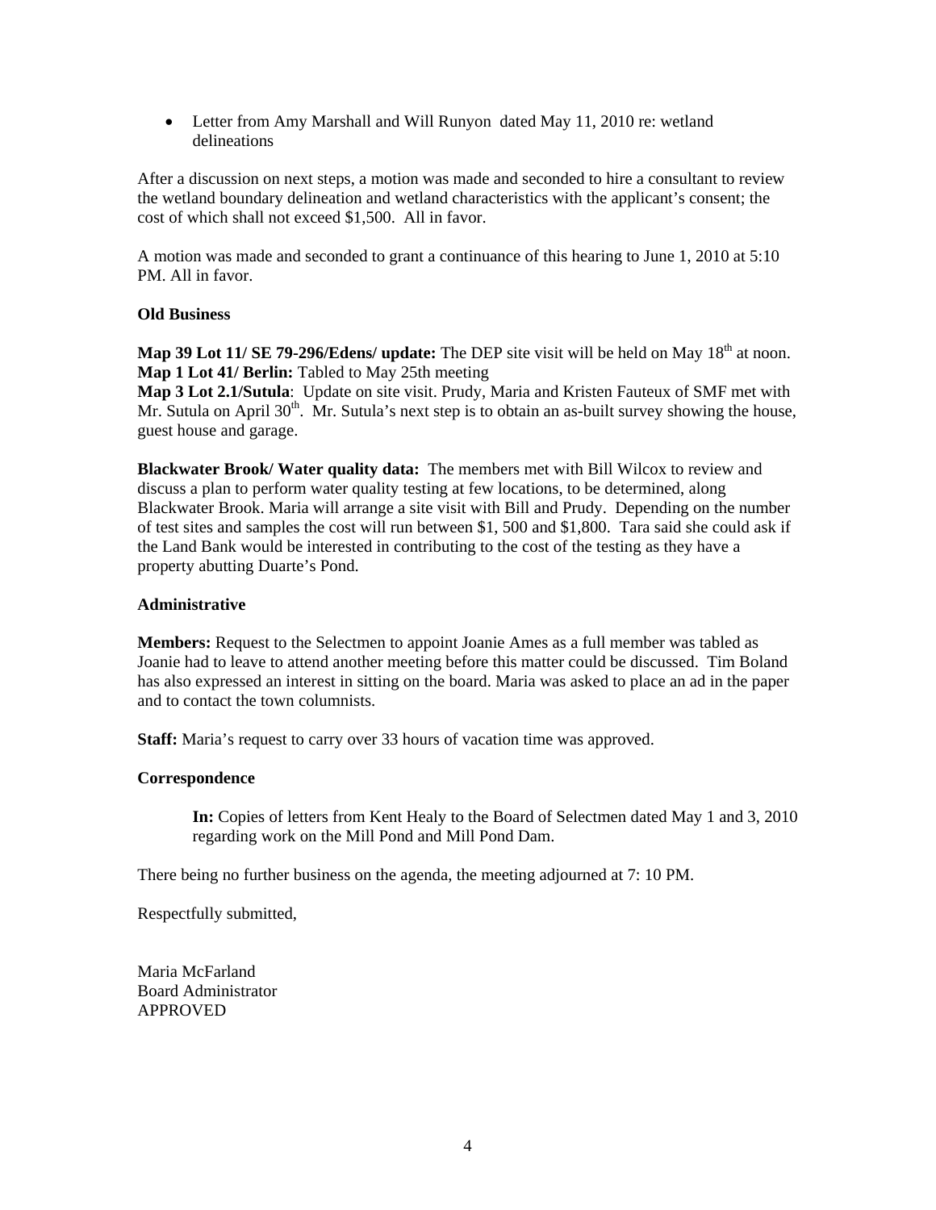- Letter from Amy Marshall and Will Runyon dated May 11, 2010 re: wetland delineations

After a discussion on next steps, a motion was made and seconded to hire a consultant to review the wetland boundary delineation and wetland characteristics with the applicant's consent; the cost of which shall not exceed $1,500. All in favor.

A motion was made and seconded to grant a continuance of this hearing to June 1, 2010 at 5:10 PM. All in favor.

**Old Business**

**Map 39 Lot 11/ SE 79-296/Edens/ update:** The DEP site visit will be held on May 18th at noon.
**Map 1 Lot 41/ Berlin:** Tabled to May 25th meeting
**Map 3 Lot 2.1/Sutula**: Update on site visit. Prudy, Maria and Kristen Fauteux of SMF met with Mr. Sutula on April 30th. Mr. Sutula's next step is to obtain an as-built survey showing the house, guest house and garage.

**Blackwater Brook/ Water quality data:** The members met with Bill Wilcox to review and discuss a plan to perform water quality testing at few locations, to be determined, along Blackwater Brook. Maria will arrange a site visit with Bill and Prudy. Depending on the number of test sites and samples the cost will run between $1, 500 and $1,800. Tara said she could ask if the Land Bank would be interested in contributing to the cost of the testing as they have a property abutting Duarte's Pond.

**Administrative**

**Members:** Request to the Selectmen to appoint Joanie Ames as a full member was tabled as Joanie had to leave to attend another meeting before this matter could be discussed. Tim Boland has also expressed an interest in sitting on the board. Maria was asked to place an ad in the paper and to contact the town columnists.

**Staff:** Maria's request to carry over 33 hours of vacation time was approved.

**Correspondence**

> **In:** Copies of letters from Kent Healy to the Board of Selectmen dated May 1 and 3, 2010 regarding work on the Mill Pond and Mill Pond Dam.

There being no further business on the agenda, the meeting adjourned at 7: 10 PM.

Respectfully submitted,

Maria McFarland
Board Administrator
APPROVED